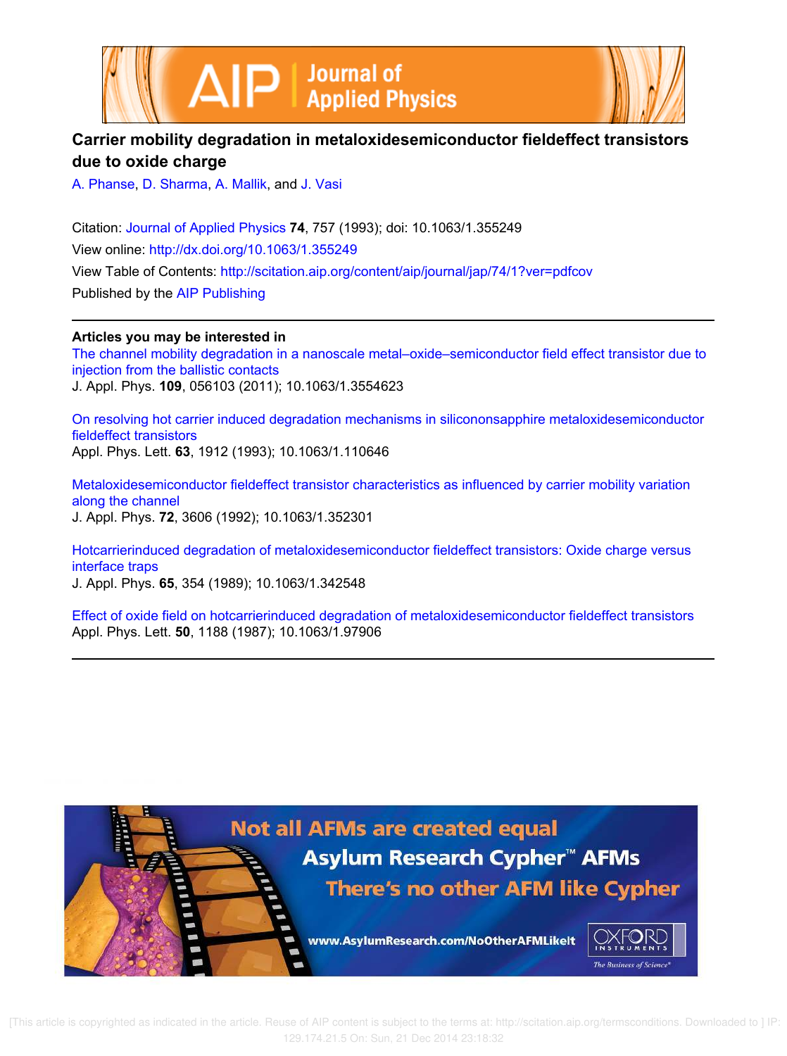# Carrier mobility degradation in metaloxidesemiconductor fieldeffect transistors due to oxide charge

A. Phanse, D. Sharma, A. Mallik, and J. Vasi

Citation: Journal of Applied Physics **74**, 757 (1993); doi: 10.1063/1.355249

View online: http://dx.doi.org/10.1063/1.355249

View Table of Contents: http://scitation.aip.org/content/aip/journal/jap/74/1?ver=pdfcov

Published by the AIP Publishing

**Articles you may be interested in**

The channel mobility degradation in a nanoscale metal–oxide–semiconductor field effect transistor due to injection from the ballistic contacts
J. Appl. Phys. **109**, 056103 (2011); 10.1063/1.3554623

On resolving hot carrier induced degradation mechanisms in silicononsapphire metaloxidesemiconductor fieldeffect transistors
Appl. Phys. Lett. **63**, 1912 (1993); 10.1063/1.110646

Metaloxidesemiconductor fieldeffect transistor characteristics as influenced by carrier mobility variation along the channel
J. Appl. Phys. **72**, 3606 (1992); 10.1063/1.352301

Hotcarrierinduced degradation of metaloxidesemiconductor fieldeffect transistors: Oxide charge versus interface traps
J. Appl. Phys. **65**, 354 (1989); 10.1063/1.342548

Effect of oxide field on hotcarrierinduced degradation of metaloxidesemiconductor fieldeffect transistors
Appl. Phys. Lett. **50**, 1188 (1987); 10.1063/1.97906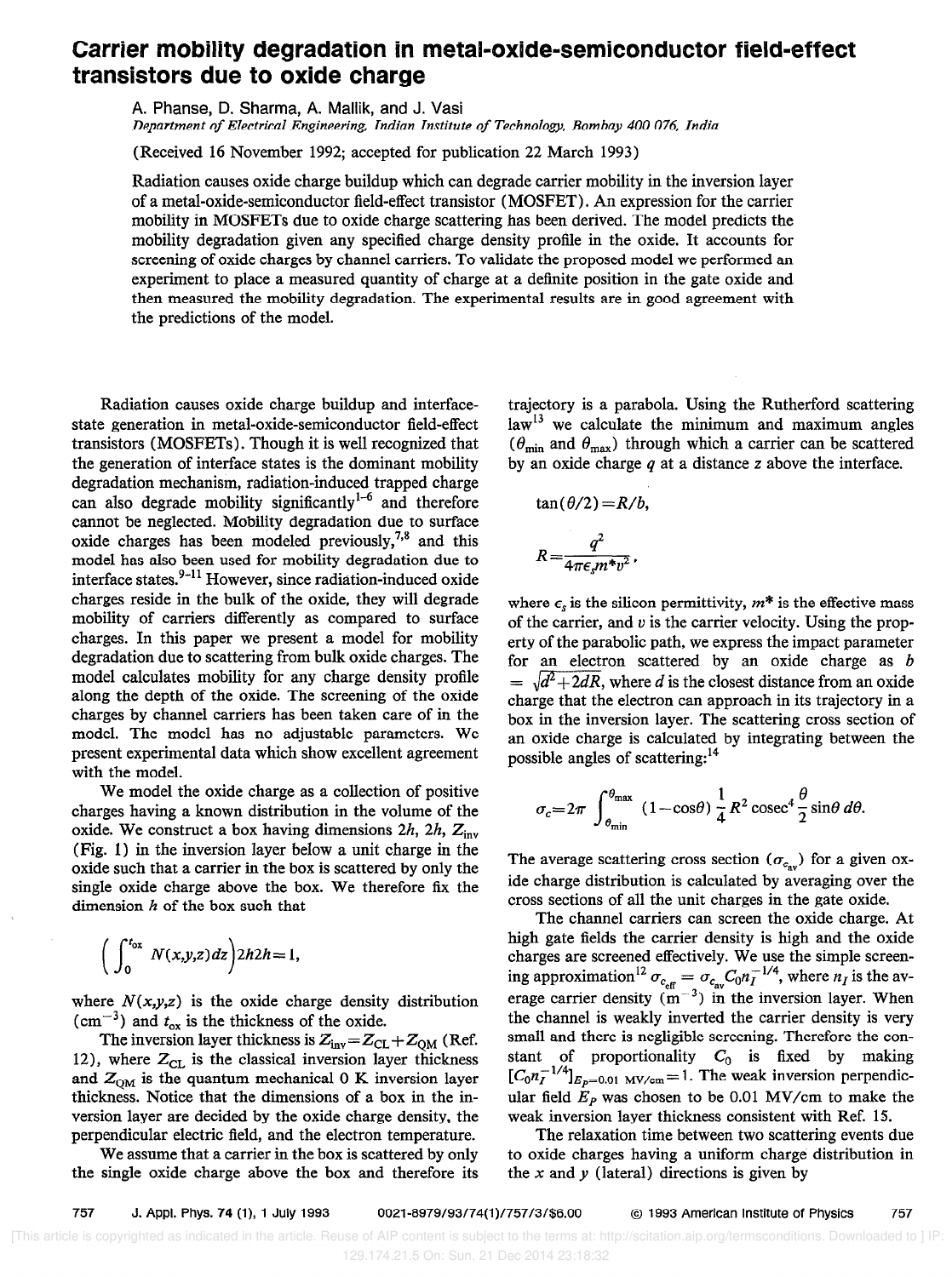# Carrier mobility degradation in metal-oxide-semiconductor field-effect transistors due to oxide charge

A. Phanse, D. Sharma, A. Mallik, and J. Vasi

*Department of Electrical Engineering, Indian Institute of Technology, Bombay 400 076, India*

(Received 16 November 1992; accepted for publication 22 March 1993)

Radiation causes oxide charge buildup which can degrade carrier mobility in the inversion layer of a metal-oxide-semiconductor field-effect transistor (MOSFET). An expression for the carrier mobility in MOSFETs due to oxide charge scattering has been derived. The model predicts the mobility degradation given any specified charge density profile in the oxide. It accounts for screening of oxide charges by channel carriers. To validate the proposed model we performed an experiment to place a measured quantity of charge at a definite position in the gate oxide and then measured the mobility degradation. The experimental results are in good agreement with the predictions of the model.

Radiation causes oxide charge buildup and interface-state generation in metal-oxide-semiconductor field-effect transistors (MOSFETs). Though it is well recognized that the generation of interface states is the dominant mobility degradation mechanism, radiation-induced trapped charge can also degrade mobility significantly[1–6] and therefore cannot be neglected. Mobility degradation due to surface oxide charges has been modeled previously,[7,8] and this model has also been used for mobility degradation due to interface states.[9–11] However, since radiation-induced oxide charges reside in the bulk of the oxide, they will degrade mobility of carriers differently as compared to surface charges. In this paper we present a model for mobility degradation due to scattering from bulk oxide charges. The model calculates mobility for any charge density profile along the depth of the oxide. The screening of the oxide charges by channel carriers has been taken care of in the model. The model has no adjustable parameters. We present experimental data which show excellent agreement with the model.

We model the oxide charge as a collection of positive charges having a known distribution in the volume of the oxide. We construct a box having dimensions $2h$, $2h$, $Z_{\text{inv}}$ (Fig. 1) in the inversion layer below a unit charge in the oxide such that a carrier in the box is scattered by only the single oxide charge above the box. We therefore fix the dimension $h$ of the box such that

$$\left(\int_0^{t_{\text{ox}}} N(x,y,z)\,dz\right)2h2h=1,$$

where $N(x,y,z)$ is the oxide charge density distribution ($\text{cm}^{-3}$) and $t_{\text{ox}}$ is the thickness of the oxide.

The inversion layer thickness is $Z_{\text{inv}}=Z_{\text{CL}}+Z_{\text{QM}}$ (Ref. 12), where $Z_{\text{CL}}$ is the classical inversion layer thickness and $Z_{\text{QM}}$ is the quantum mechanical 0 K inversion layer thickness. Notice that the dimensions of a box in the inversion layer are decided by the oxide charge density, the perpendicular electric field, and the electron temperature.

We assume that a carrier in the box is scattered by only the single oxide charge above the box and therefore its trajectory is a parabola. Using the Rutherford scattering law[13] we calculate the minimum and maximum angles ($\theta_{\min}$ and $\theta_{\max}$) through which a carrier can be scattered by an oxide charge $q$ at a distance $z$ above the interface.

$$\tan(\theta/2)=R/b,$$

$$R=\frac{q^2}{4\pi\epsilon_s m^* v^2},$$

where $\epsilon_s$ is the silicon permittivity, $m^*$ is the effective mass of the carrier, and $v$ is the carrier velocity. Using the property of the parabolic path, we express the impact parameter for an electron scattered by an oxide charge as $b=\sqrt{d^2+2dR}$, where $d$ is the closest distance from an oxide charge that the electron can approach in its trajectory in a box in the inversion layer. The scattering cross section of an oxide charge is calculated by integrating between the possible angles of scattering:[14]

$$\sigma_c=2\pi\int_{\theta_{\min}}^{\theta_{\max}}(1-\cos\theta)\frac{1}{4}R^2\,\text{cosec}^4\frac{\theta}{2}\sin\theta\,d\theta.$$

The average scattering cross section ($\sigma_{c_{\text{av}}}$) for a given oxide charge distribution is calculated by averaging over the cross sections of all the unit charges in the gate oxide.

The channel carriers can screen the oxide charge. At high gate fields the carrier density is high and the oxide charges are screened effectively. We use the simple screening approximation[12] $\sigma_{c_{\text{eff}}}=\sigma_{c_{\text{av}}}C_0 n_I^{-1/4}$, where $n_I$ is the average carrier density ($\text{m}^{-3}$) in the inversion layer. When the channel is weakly inverted the carrier density is very small and there is negligible screening. Therefore the constant of proportionality $C_0$ is fixed by making $[C_0 n_I^{-1/4}]_{E_P=0.01\ \text{MV/cm}}=1$. The weak inversion perpendicular field $E_P$ was chosen to be 0.01 MV/cm to make the weak inversion layer thickness consistent with Ref. 15.

The relaxation time between two scattering events due to oxide charges having a uniform charge distribution in the $x$ and $y$ (lateral) directions is given by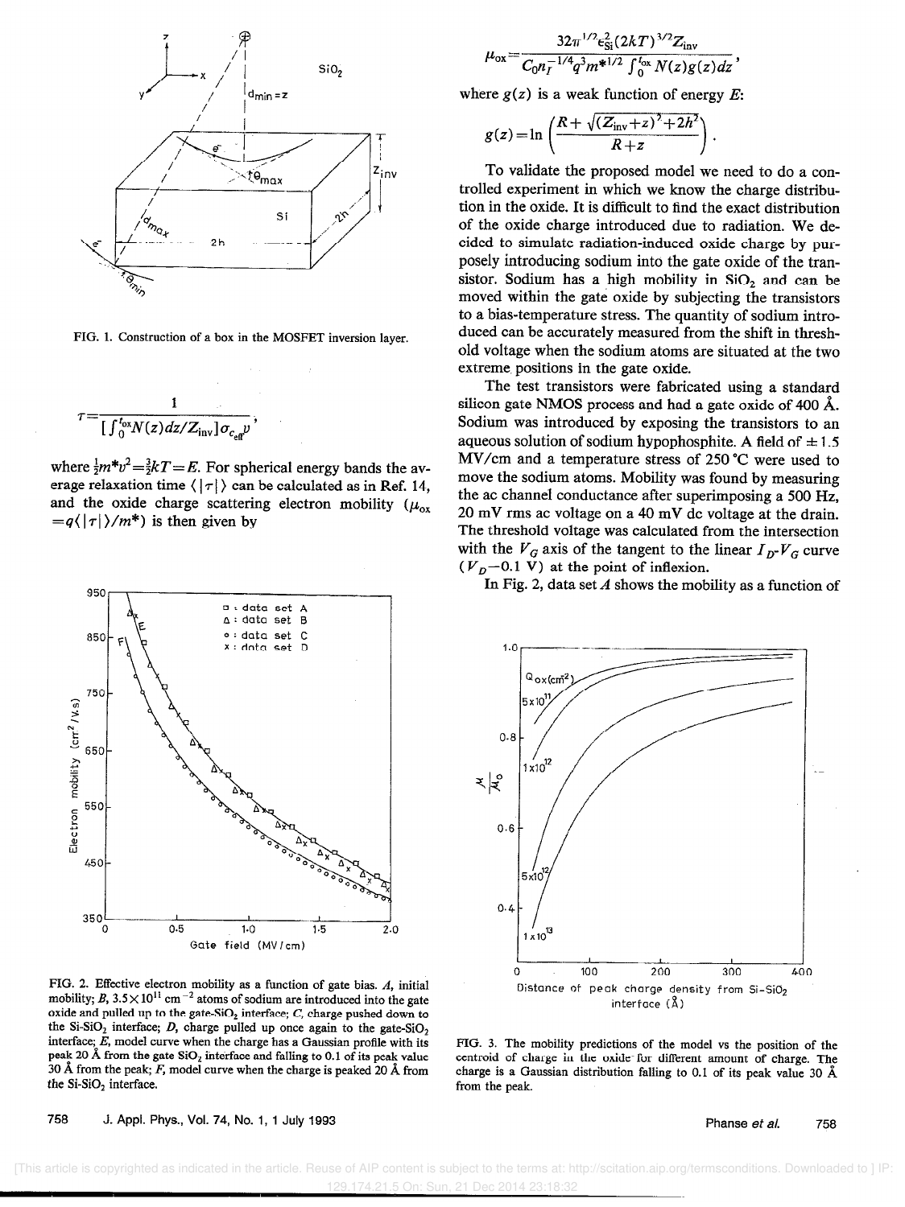FIG. 1. Construction of a box in the MOSFET inversion layer.

$$\tau = \frac{1}{\left[\int_0^{t_{ox}} N(z)dz/Z_{inv}\right]\sigma_{c_{eff}} v},$$

where $\frac{1}{2}m^* v^2 = \frac{3}{2}kT = E$. For spherical energy bands the average relaxation time $\langle|\tau|\rangle$ can be calculated as in Ref. 14, and the oxide charge scattering electron mobility ($\mu_{ox} = q\langle|\tau|\rangle/m^*$) is then given by

$$\mu_{ox} = \frac{32\pi^{1/2}\epsilon_{Si}^2(2kT)^{3/2}Z_{inv}}{C_0 n_I^{-1/4} q^3 m^{*1/2}\int_0^{t_{ox}} N(z)g(z)dz},$$

where $g(z)$ is a weak function of energy $E$:

$$g(z) = \ln\left(\frac{R + \sqrt{(Z_{inv}+z)^2 + 2h^2}}{R+z}\right).$$

To validate the proposed model we need to do a controlled experiment in which we know the charge distribution in the oxide. It is difficult to find the exact distribution of the oxide charge introduced due to radiation. We decided to simulate radiation-induced oxide charge by purposely introducing sodium into the gate oxide of the transistor. Sodium has a high mobility in $SiO_2$ and can be moved within the gate oxide by subjecting the transistors to a bias-temperature stress. The quantity of sodium introduced can be accurately measured from the shift in threshold voltage when the sodium atoms are situated at the two extreme positions in the gate oxide.

The test transistors were fabricated using a standard silicon gate NMOS process and had a gate oxide of 400 Å. Sodium was introduced by exposing the transistors to an aqueous solution of sodium hypophosphite. A field of ±1.5 MV/cm and a temperature stress of 250 °C were used to move the sodium atoms. Mobility was found by measuring the ac channel conductance after superimposing a 500 Hz, 20 mV rms ac voltage on a 40 mV dc voltage at the drain. The threshold voltage was calculated from the intersection with the $V_G$ axis of the tangent to the linear $I_D$-$V_G$ curve ($V_D$–0.1 V) at the point of inflexion.

In Fig. 2, data set *A* shows the mobility as a function of

FIG. 2. Effective electron mobility as a function of gate bias. *A*, initial mobility; *B*, $3.5\times10^{11}$ cm$^{-2}$ atoms of sodium are introduced into the gate oxide and pulled up to the gate-$SiO_2$ interface; *C*, charge pushed down to the Si-$SiO_2$ interface; *D*, charge pulled up once again to the gate-$SiO_2$ interface; *E*, model curve when the charge has a Gaussian profile with its peak 20 Å from the gate $SiO_2$ interface and falling to 0.1 of its peak value 30 Å from the peak; *F*, model curve when the charge is peaked 20 Å from the Si-$SiO_2$ interface.

FIG. 3. The mobility predictions of the model vs the position of the centroid of charge in the oxide for different amount of charge. The charge is a Gaussian distribution falling to 0.1 of its peak value 30 Å from the peak.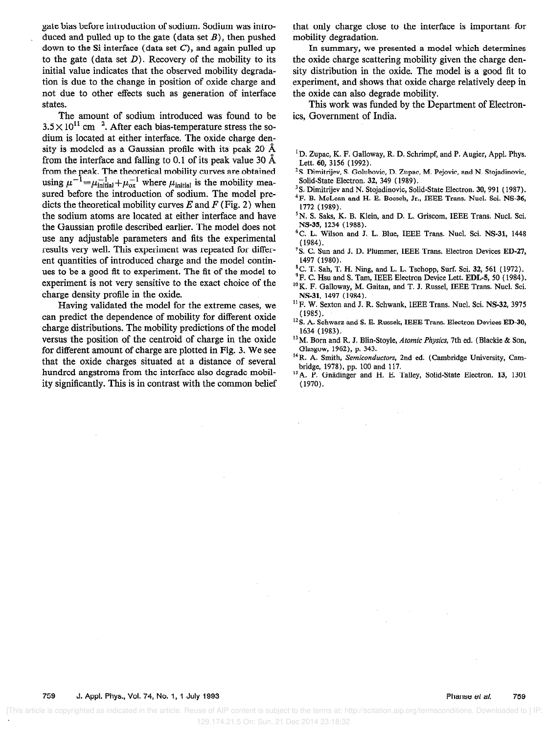gate bias before introduction of sodium. Sodium was introduced and pulled up to the gate (data set $B$), then pushed down to the Si interface (data set $C$), and again pulled up to the gate (data set $D$). Recovery of the mobility to its initial value indicates that the observed mobility degradation is due to the change in position of oxide charge and not due to other effects such as generation of interface states.

The amount of sodium introduced was found to be $3.5\times10^{11}$ cm$^{-2}$. After each bias-temperature stress the sodium is located at either interface. The oxide charge density is modeled as a Gaussian profile with its peak 20 Å from the interface and falling to 0.1 of its peak value 30 Å from the peak. The theoretical mobility curves are obtained using $\mu^{-1}=\mu_{\text{initial}}^{-1}+\mu_{\text{ox}}^{-1}$ where $\mu_{\text{initial}}$ is the mobility measured before the introduction of sodium. The model predicts the theoretical mobility curves $E$ and $F$ (Fig. 2) when the sodium atoms are located at either interface and have the Gaussian profile described earlier. The model does not use any adjustable parameters and fits the experimental results very well. This experiment was repeated for different quantities of introduced charge and the model continues to be a good fit to experiment. The fit of the model to experiment is not very sensitive to the exact choice of the charge density profile in the oxide.

Having validated the model for the extreme cases, we can predict the dependence of mobility for different oxide charge distributions. The mobility predictions of the model versus the position of the centroid of charge in the oxide for different amount of charge are plotted in Fig. 3. We see that the oxide charges situated at a distance of several hundred angstroms from the interface also degrade mobility significantly. This is in contrast with the common belief that only charge close to the interface is important for mobility degradation.

In summary, we presented a model which determines the oxide charge scattering mobility given the charge density distribution in the oxide. The model is a good fit to experiment, and shows that oxide charge relatively deep in the oxide can also degrade mobility.

This work was funded by the Department of Electronics, Government of India.

[1] D. Zupac, K. F. Galloway, R. D. Schrimpf, and P. Augier, Appl. Phys. Lett. **60**, 3156 (1992).

[2] S. Dimitrijev, S. Golubovic, D. Zupac, M. Pejovic, and N. Stojadinovic, Solid-State Electron. **32**, 349 (1989).

[3] S. Dimitrijev and N. Stojadinovic, Solid-State Electron. **30**, 991 (1987).

[4] F. B. McLean and H. E. Boesch, Jr., IEEE Trans. Nucl. Sci. **NS-36**, 1772 (1989).

[5] N. S. Saks, K. B. Klein, and D. L. Griscom, IEEE Trans. Nucl. Sci. **NS-35**, 1234 (1988).

[6] C. L. Wilson and J. L. Blue, IEEE Trans. Nucl. Sci. **NS-31**, 1448 (1984).

[7] S. C. Sun and J. D. Plummer, IEEE Trans. Electron Devices **ED-27**, 1497 (1980).

[8] C. T. Sah, T. H. Ning, and L. L. Tschopp, Surf. Sci. **32**, 561 (1972).

[9] F. C. Hsu and S. Tam, IEEE Electron Device Lett. **EDL-5**, 50 (1984).

[10] K. F. Galloway, M. Gaitan, and T. J. Russel, IEEE Trans. Nucl. Sci. **NS-31**, 1497 (1984).

[11] F. W. Sexton and J. R. Schwank, IEEE Trans. Nucl. Sci. **NS-32**, 3975 (1985).

[12] S. A. Schwarz and S. E. Russek, IEEE Trans. Electron Devices **ED-30**, 1634 (1983).

[13] M. Born and R. J. Blin-Stoyle, *Atomic Physics*, 7th ed. (Blackie & Son, Glasgow, 1962), p. 343.

[14] R. A. Smith, *Semiconductors*, 2nd ed. (Cambridge University, Cambridge, 1978), pp. 100 and 117.

[15] A. P. Gnädinger and H. E. Talley, Solid-State Electron. **13**, 1301 (1970).